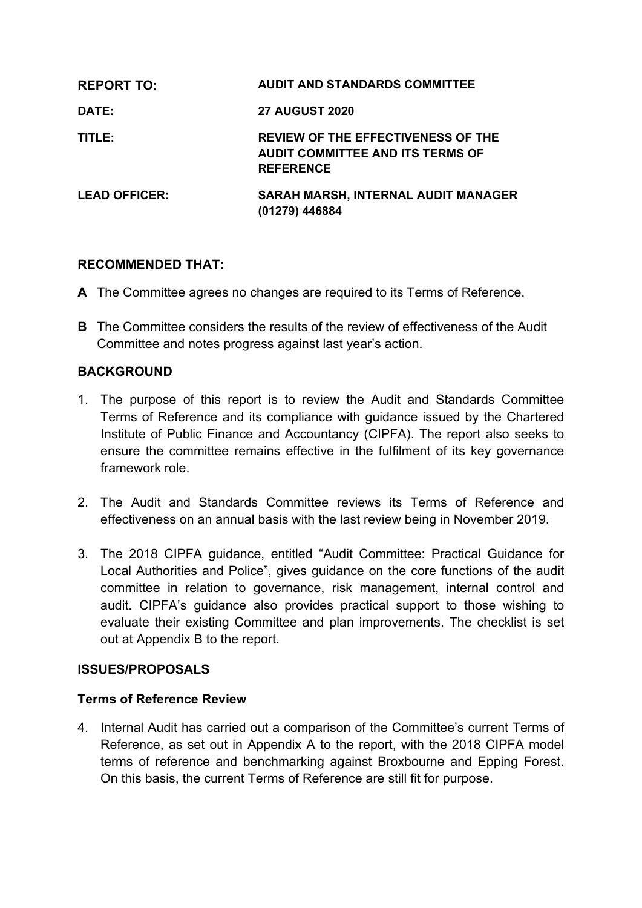| | |
|---|---|
| **REPORT TO:** | **AUDIT AND STANDARDS COMMITTEE** |
| **DATE:** | **27 AUGUST 2020** |
| **TITLE:** | **REVIEW OF THE EFFECTIVENESS OF THE AUDIT COMMITTEE AND ITS TERMS OF REFERENCE** |
| **LEAD OFFICER:** | **SARAH MARSH, INTERNAL AUDIT MANAGER (01279) 446884** |

## RECOMMENDED THAT:

**A** The Committee agrees no changes are required to its Terms of Reference.

**B** The Committee considers the results of the review of effectiveness of the Audit Committee and notes progress against last year's action.

## BACKGROUND

1. The purpose of this report is to review the Audit and Standards Committee Terms of Reference and its compliance with guidance issued by the Chartered Institute of Public Finance and Accountancy (CIPFA). The report also seeks to ensure the committee remains effective in the fulfilment of its key governance framework role.

2. The Audit and Standards Committee reviews its Terms of Reference and effectiveness on an annual basis with the last review being in November 2019.

3. The 2018 CIPFA guidance, entitled "Audit Committee: Practical Guidance for Local Authorities and Police", gives guidance on the core functions of the audit committee in relation to governance, risk management, internal control and audit. CIPFA's guidance also provides practical support to those wishing to evaluate their existing Committee and plan improvements. The checklist is set out at Appendix B to the report.

## ISSUES/PROPOSALS

### Terms of Reference Review

4. Internal Audit has carried out a comparison of the Committee's current Terms of Reference, as set out in Appendix A to the report, with the 2018 CIPFA model terms of reference and benchmarking against Broxbourne and Epping Forest. On this basis, the current Terms of Reference are still fit for purpose.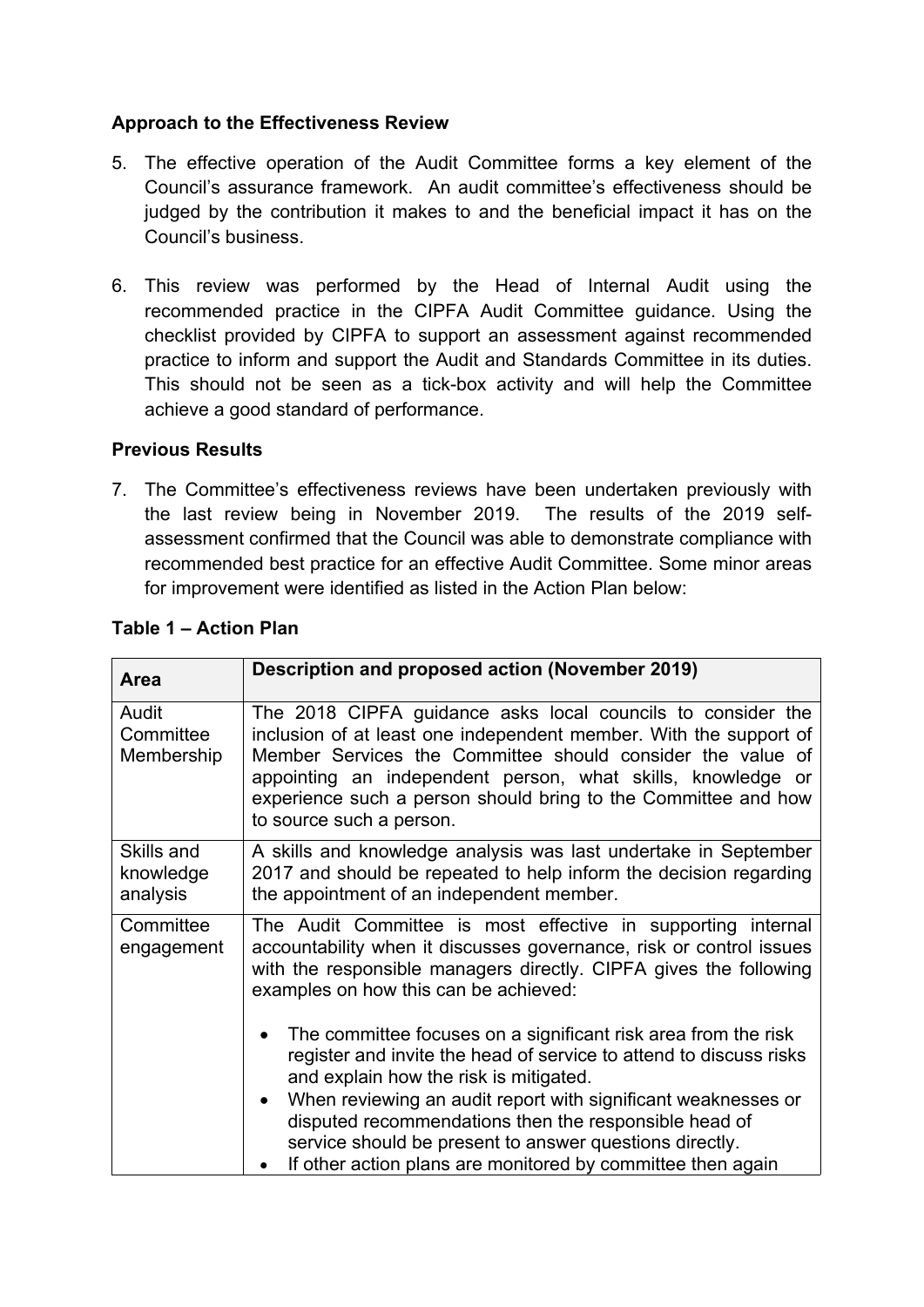**Approach to the Effectiveness Review**

5. The effective operation of the Audit Committee forms a key element of the Council's assurance framework. An audit committee's effectiveness should be judged by the contribution it makes to and the beneficial impact it has on the Council's business.

6. This review was performed by the Head of Internal Audit using the recommended practice in the CIPFA Audit Committee guidance. Using the checklist provided by CIPFA to support an assessment against recommended practice to inform and support the Audit and Standards Committee in its duties. This should not be seen as a tick-box activity and will help the Committee achieve a good standard of performance.

**Previous Results**

7. The Committee's effectiveness reviews have been undertaken previously with the last review being in November 2019. The results of the 2019 self-assessment confirmed that the Council was able to demonstrate compliance with recommended best practice for an effective Audit Committee. Some minor areas for improvement were identified as listed in the Action Plan below:

**Table 1 – Action Plan**

| Area | Description and proposed action (November 2019) |
| --- | --- |
| Audit Committee Membership | The 2018 CIPFA guidance asks local councils to consider the inclusion of at least one independent member. With the support of Member Services the Committee should consider the value of appointing an independent person, what skills, knowledge or experience such a person should bring to the Committee and how to source such a person. |
| Skills and knowledge analysis | A skills and knowledge analysis was last undertake in September 2017 and should be repeated to help inform the decision regarding the appointment of an independent member. |
| Committee engagement | The Audit Committee is most effective in supporting internal accountability when it discusses governance, risk or control issues with the responsible managers directly. CIPFA gives the following examples on how this can be achieved:<br><br>• The committee focuses on a significant risk area from the risk register and invite the head of service to attend to discuss risks and explain how the risk is mitigated.<br>• When reviewing an audit report with significant weaknesses or disputed recommendations then the responsible head of service should be present to answer questions directly.<br>• If other action plans are monitored by committee then again |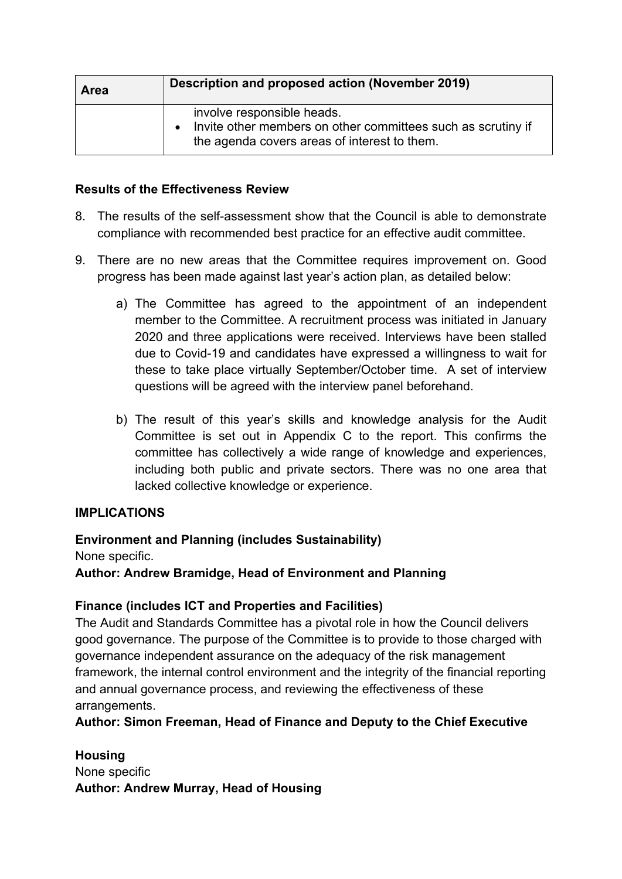| Area | Description and proposed action (November 2019) |
|---|---|
| | involve responsible heads.<br>• Invite other members on other committees such as scrutiny if the agenda covers areas of interest to them. |

**Results of the Effectiveness Review**

8. The results of the self-assessment show that the Council is able to demonstrate compliance with recommended best practice for an effective audit committee.

9. There are no new areas that the Committee requires improvement on. Good progress has been made against last year's action plan, as detailed below:

    a) The Committee has agreed to the appointment of an independent member to the Committee. A recruitment process was initiated in January 2020 and three applications were received. Interviews have been stalled due to Covid-19 and candidates have expressed a willingness to wait for these to take place virtually September/October time. A set of interview questions will be agreed with the interview panel beforehand.

    b) The result of this year's skills and knowledge analysis for the Audit Committee is set out in Appendix C to the report. This confirms the committee has collectively a wide range of knowledge and experiences, including both public and private sectors. There was no one area that lacked collective knowledge or experience.

**IMPLICATIONS**

**Environment and Planning (includes Sustainability)**
None specific.
**Author: Andrew Bramidge, Head of Environment and Planning**

**Finance (includes ICT and Properties and Facilities)**
The Audit and Standards Committee has a pivotal role in how the Council delivers good governance. The purpose of the Committee is to provide to those charged with governance independent assurance on the adequacy of the risk management framework, the internal control environment and the integrity of the financial reporting and annual governance process, and reviewing the effectiveness of these arrangements.
**Author: Simon Freeman, Head of Finance and Deputy to the Chief Executive**

**Housing**
None specific
**Author: Andrew Murray, Head of Housing**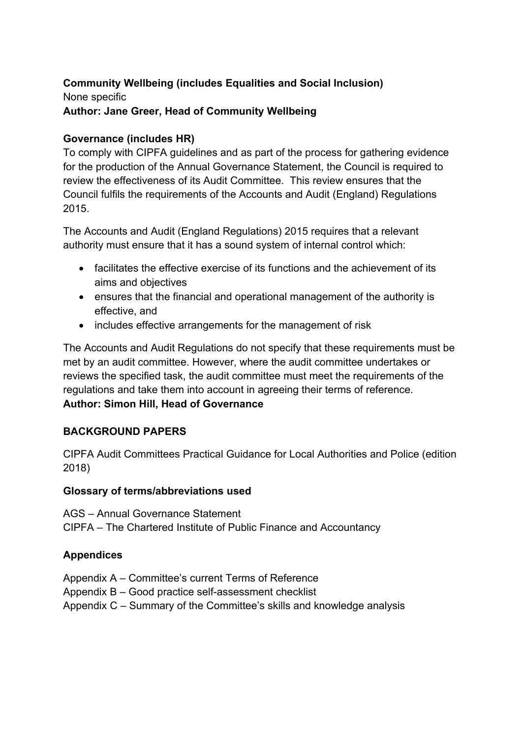**Community Wellbeing (includes Equalities and Social Inclusion)**
None specific
**Author: Jane Greer, Head of Community Wellbeing**

**Governance (includes HR)**
To comply with CIPFA guidelines and as part of the process for gathering evidence for the production of the Annual Governance Statement, the Council is required to review the effectiveness of its Audit Committee. This review ensures that the Council fulfils the requirements of the Accounts and Audit (England) Regulations 2015.

The Accounts and Audit (England Regulations) 2015 requires that a relevant authority must ensure that it has a sound system of internal control which:

- facilitates the effective exercise of its functions and the achievement of its aims and objectives
- ensures that the financial and operational management of the authority is effective, and
- includes effective arrangements for the management of risk

The Accounts and Audit Regulations do not specify that these requirements must be met by an audit committee. However, where the audit committee undertakes or reviews the specified task, the audit committee must meet the requirements of the regulations and take them into account in agreeing their terms of reference.
**Author: Simon Hill, Head of Governance**

**BACKGROUND PAPERS**

CIPFA Audit Committees Practical Guidance for Local Authorities and Police (edition 2018)

**Glossary of terms/abbreviations used**

AGS – Annual Governance Statement
CIPFA – The Chartered Institute of Public Finance and Accountancy

**Appendices**

Appendix A – Committee's current Terms of Reference
Appendix B – Good practice self-assessment checklist
Appendix C – Summary of the Committee's skills and knowledge analysis